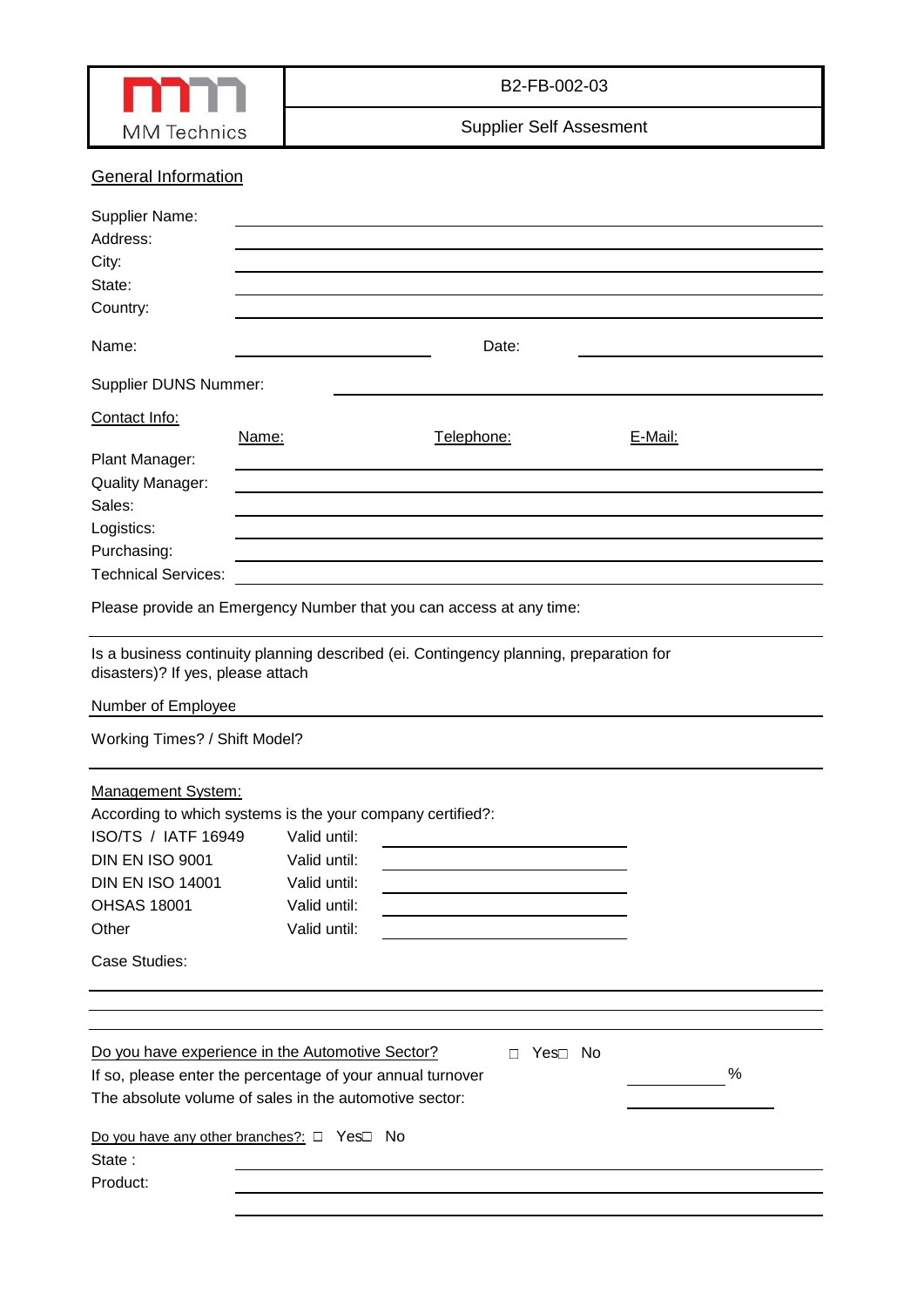| MM Technics | B2-FB-002-03 |
|---|---|
| | Supplier Self Assesment |

## General Information

Supplier Name: ______________________________

Address: ______________________________

City: ______________________________

State: ______________________________

Country: ______________________________

Name: ______________________ Date: ______________________

Supplier DUNS Nummer: ______________________________

### Contact Info:

| | Name: | Telephone: | E-Mail: |
|---|---|---|---|
| Plant Manager: | | | |
| Quality Manager: | | | |
| Sales: | | | |
| Logistics: | | | |
| Purchasing: | | | |
| Technical Services: | | | |

Please provide an Emergency Number that you can access at any time:

______________________________

Is a business continuity planning described (ei. Contingency planning, preparation for disasters)? If yes, please attach

Number of Employee ______________________________

Working Times? / Shift Model?

______________________________

### Management System:

According to which systems is the your company certified?:

| | | |
|---|---|---|
| ISO/TS / IATF 16949 | Valid until: | |
| DIN EN ISO 9001 | Valid until: | |
| DIN EN ISO 14001 | Valid until: | |
| OHSAS 18001 | Valid until: | |
| Other | Valid until: | |

Case Studies:

______________________________

______________________________

______________________________

Do you have experience in the Automotive Sector? ☐ Yes ☐ No

If so, please enter the percentage of your annual turnover __________ %

The absolute volume of sales in the automotive sector: __________

Do you have any other branches?: ☐ Yes ☐ No

State : ______________________________

Product: ______________________________

______________________________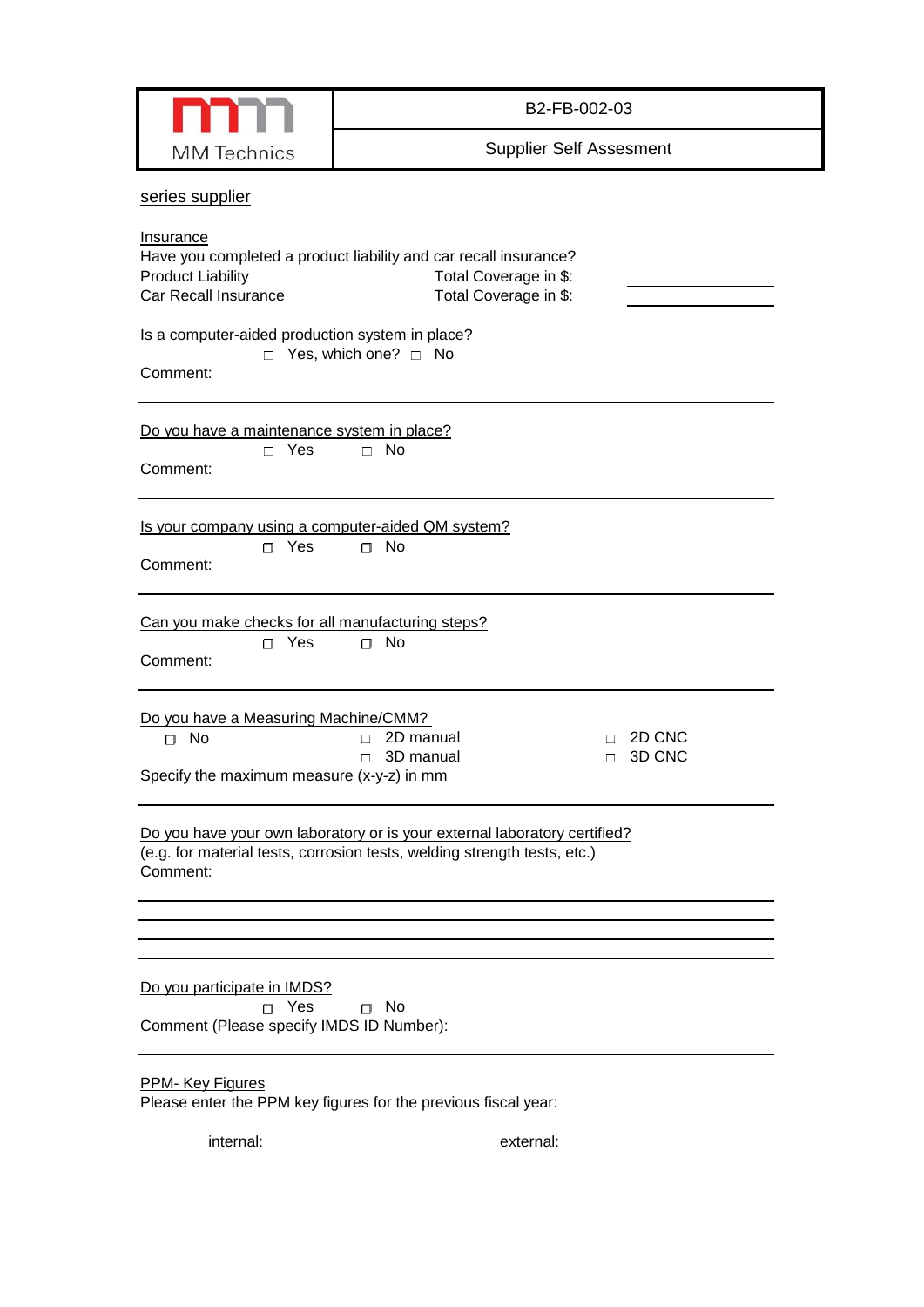| MM Technics | B2-FB-002-03 |
| --- | --- |
| | Supplier Self Assesment |

series supplier

Insurance
Have you completed a product liability and car recall insurance?
Product Liability Total Coverage in $: ____________
Car Recall Insurance Total Coverage in $: ____________

Is a computer-aided production system in place?
□ Yes, which one? □ No
Comment:

---

Do you have a maintenance system in place?
□ Yes □ No
Comment:

---

Is your company using a computer-aided QM system?
□ Yes □ No
Comment:

---

Can you make checks for all manufacturing steps?
□ Yes □ No
Comment:

---

Do you have a Measuring Machine/CMM?
□ No □ 2D manual □ 2D CNC
□ 3D manual □ 3D CNC
Specify the maximum measure (x-y-z) in mm

---

Do you have your own laboratory or is your external laboratory certified?
(e.g. for material tests, corrosion tests, welding strength tests, etc.)
Comment:

---

---

---

---

Do you participate in IMDS?
□ Yes □ No
Comment (Please specify IMDS ID Number):

---

PPM- Key Figures
Please enter the PPM key figures for the previous fiscal year:

internal: external: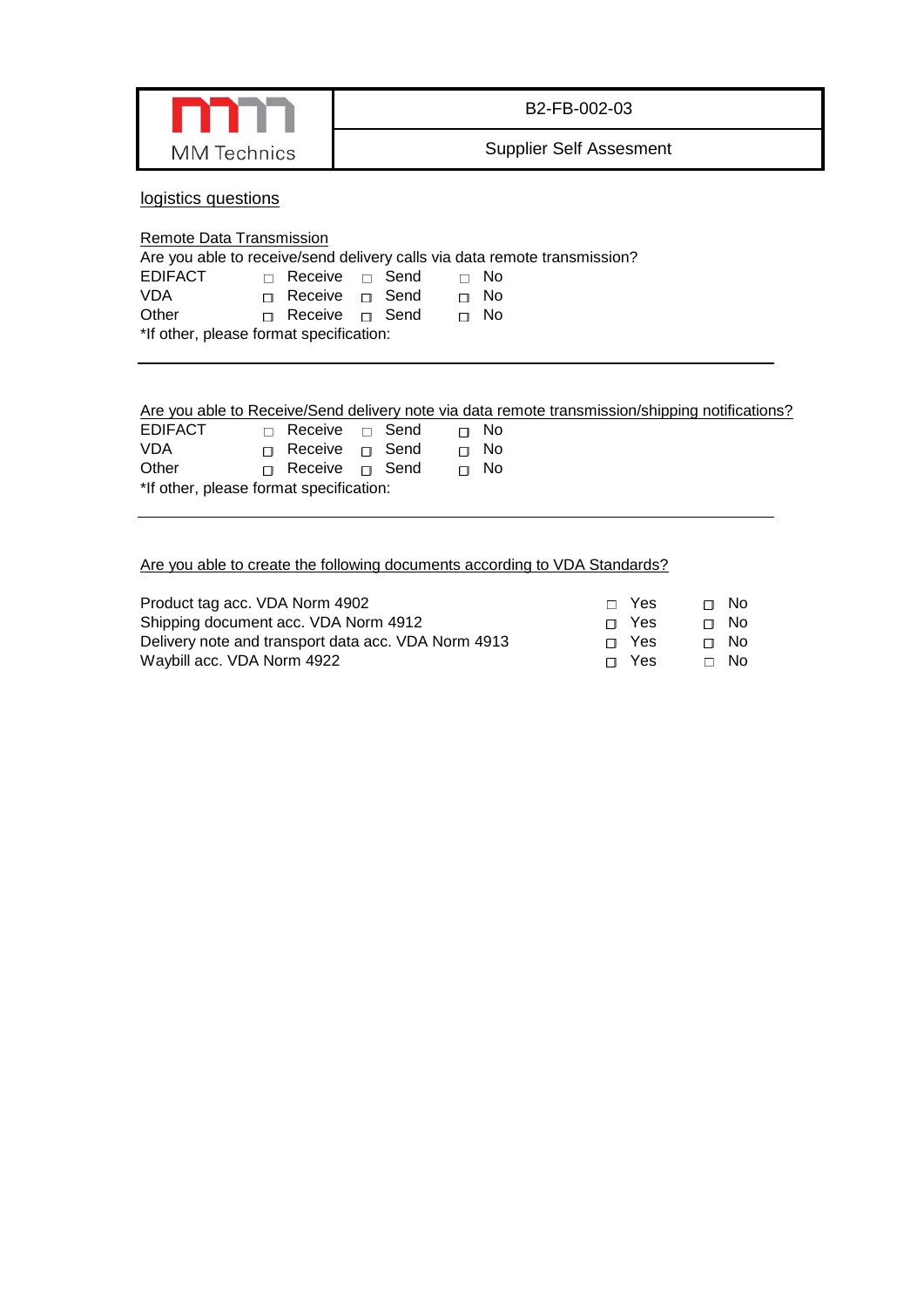| MM Technics | B2-FB-002-03 |
|---|---|
| | Supplier Self Assesment |

logistics questions

Remote Data Transmission

Are you able to receive/send delivery calls via data remote transmission?

| | | | |
|---|---|---|---|
| EDIFACT | □ Receive | □ Send | □ No |
| VDA | □ Receive | □ Send | □ No |
| Other | □ Receive | □ Send | □ No |

*If other, please format specification:

---

Are you able to Receive/Send delivery note via data remote transmission/shipping notifications?

| | | | |
|---|---|---|---|
| EDIFACT | □ Receive | □ Send | □ No |
| VDA | □ Receive | □ Send | □ No |
| Other | □ Receive | □ Send | □ No |

*If other, please format specification:

---

Are you able to create the following documents according to VDA Standards?

| | | |
|---|---|---|
| Product tag acc. VDA Norm 4902 | □ Yes | □ No |
| Shipping document acc. VDA Norm 4912 | □ Yes | □ No |
| Delivery note and transport data acc. VDA Norm 4913 | □ Yes | □ No |
| Waybill acc. VDA Norm 4922 | □ Yes | □ No |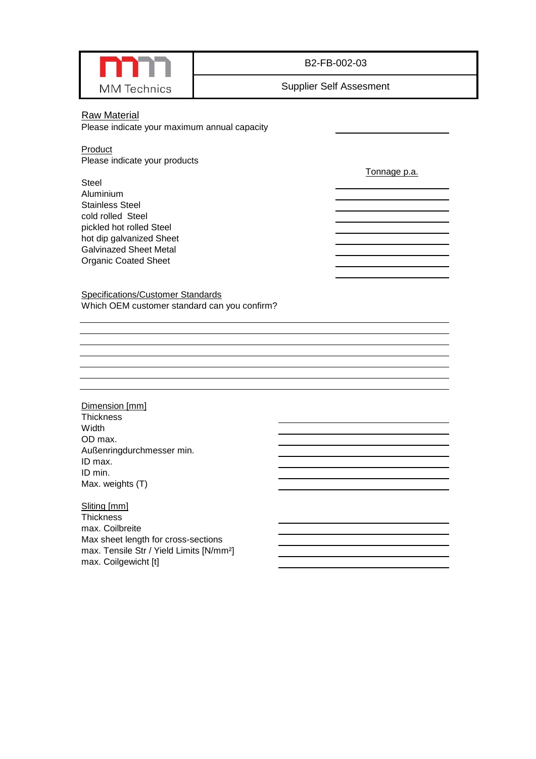| MM Technics | B2-FB-002-03 |
| --- | --- |
| | Supplier Self Assesment |

Raw Material

Please indicate your maximum annual capacity ______________________

Product

Please indicate your products

| | Tonnage p.a. |
| --- | --- |
| Steel | |
| Aluminium | |
| Stainless Steel | |
| cold rolled Steel | |
| pickled hot rolled Steel | |
| hot dip galvanized Sheet | |
| Galvinazed Sheet Metal | |
| Organic Coated Sheet | |

Specifications/Customer Standards

Which OEM customer standard can you confirm?

Dimension [mm]

| | |
| --- | --- |
| Thickness | |
| Width | |
| OD max. | |
| Außenringdurchmesser min. | |
| ID max. | |
| ID min. | |
| Max. weights (T) | |

Sliting [mm]

| | |
| --- | --- |
| Thickness | |
| max. Coilbreite | |
| Max sheet length for cross-sections | |
| max. Tensile Str / Yield Limits [N/mm²] | |
| max. Coilgewicht [t] | |